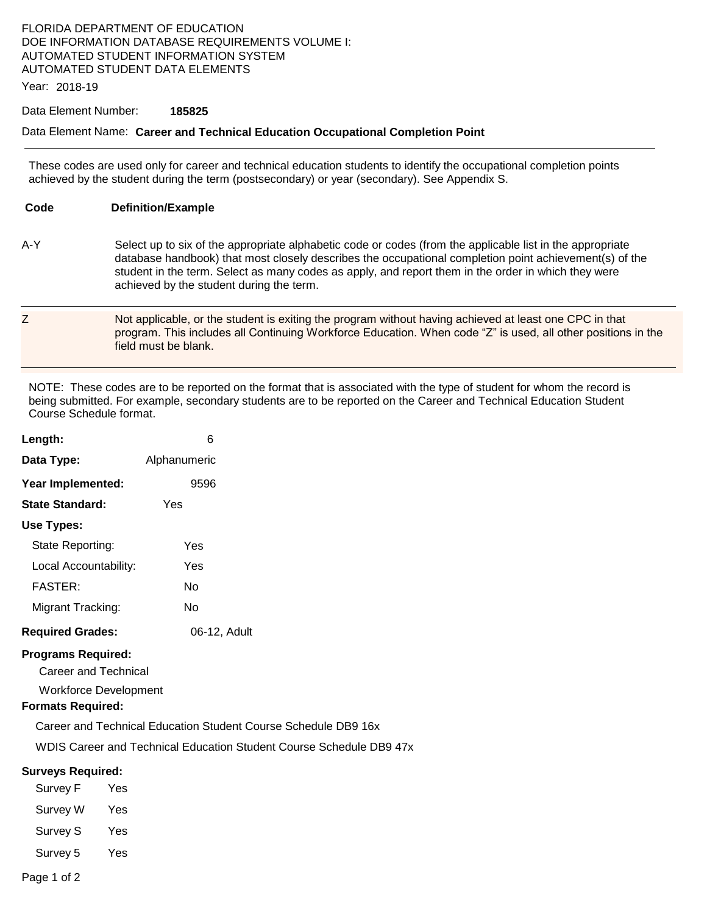FLORIDA DEPARTMENT OF EDUCATION
DOE INFORMATION DATABASE REQUIREMENTS VOLUME I:
AUTOMATED STUDENT INFORMATION SYSTEM
AUTOMATED STUDENT DATA ELEMENTS

Year: 2018-19

Data Element Number: **185825**

Data Element Name: **Career and Technical Education Occupational Completion Point**

---

These codes are used only for career and technical education students to identify the occupational completion points achieved by the student during the term (postsecondary) or year (secondary). See Appendix S.

| Code | Definition/Example |
|---|---|
| A-Y | Select up to six of the appropriate alphabetic code or codes (from the applicable list in the appropriate database handbook) that most closely describes the occupational completion point achievement(s) of the student in the term. Select as many codes as apply, and report them in the order in which they were achieved by the student during the term. |
| Z | Not applicable, or the student is exiting the program without having achieved at least one CPC in that program. This includes all Continuing Workforce Education. When code "Z" is used, all other positions in the field must be blank. |

NOTE: These codes are to be reported on the format that is associated with the type of student for whom the record is being submitted. For example, secondary students are to be reported on the Career and Technical Education Student Course Schedule format.

**Length:** 6

**Data Type:** Alphanumeric

**Year Implemented:** 9596

**State Standard:** Yes

**Use Types:**

- State Reporting: Yes
- Local Accountability: Yes
- FASTER: No
- Migrant Tracking: No

**Required Grades:** 06-12, Adult

**Programs Required:**

- Career and Technical
- Workforce Development

**Formats Required:**

- Career and Technical Education Student Course Schedule DB9 16x
- WDIS Career and Technical Education Student Course Schedule DB9 47x

**Surveys Required:**

- Survey F Yes
- Survey W Yes
- Survey S Yes
- Survey 5 Yes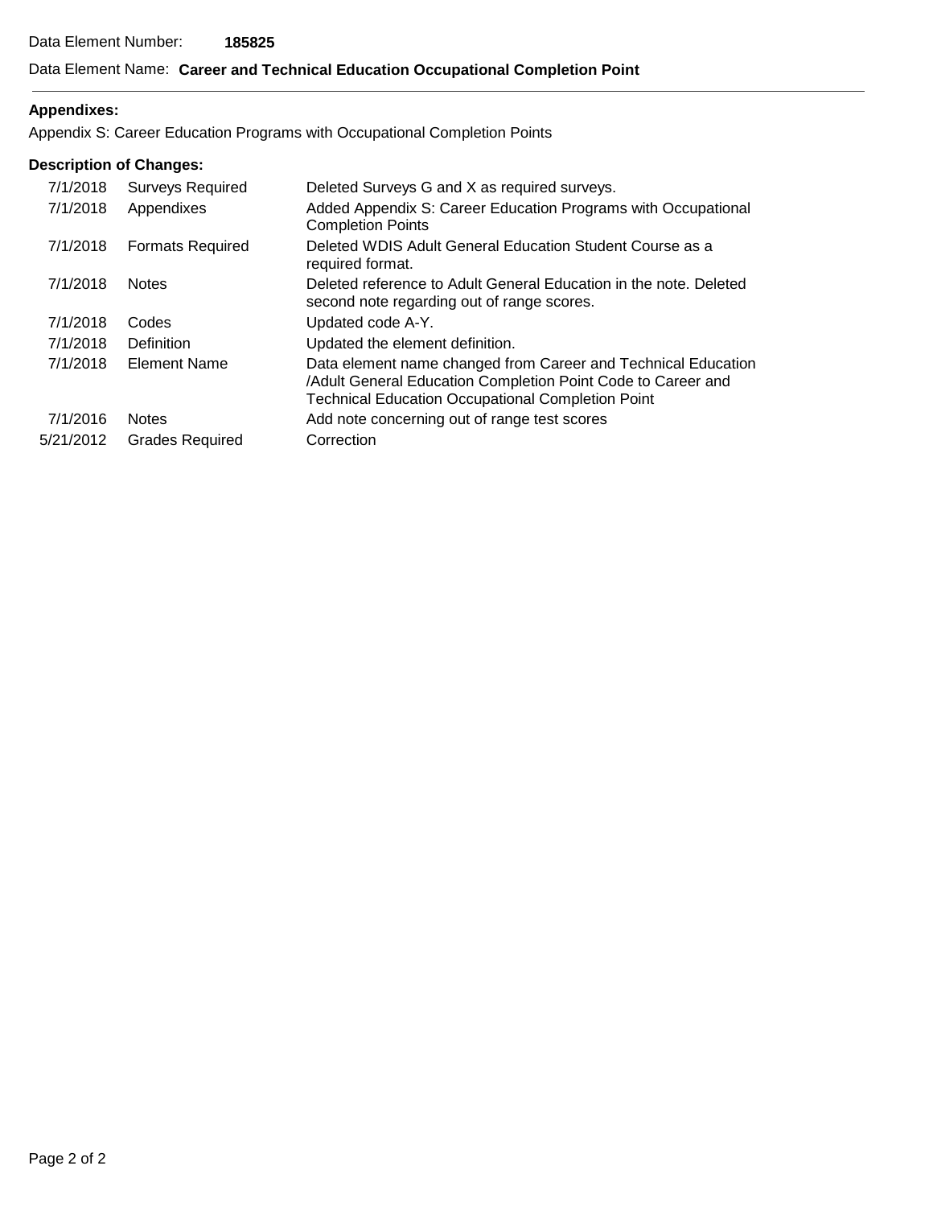Data Element Number: **185825**

Data Element Name: **Career and Technical Education Occupational Completion Point**

---

**Appendixes:**

Appendix S: Career Education Programs with Occupational Completion Points

**Description of Changes:**

| | | |
|---|---|---|
| 7/1/2018 | Surveys Required | Deleted Surveys G and X as required surveys. |
| 7/1/2018 | Appendixes | Added Appendix S: Career Education Programs with Occupational Completion Points |
| 7/1/2018 | Formats Required | Deleted WDIS Adult General Education Student Course as a required format. |
| 7/1/2018 | Notes | Deleted reference to Adult General Education in the note. Deleted second note regarding out of range scores. |
| 7/1/2018 | Codes | Updated code A-Y. |
| 7/1/2018 | Definition | Updated the element definition. |
| 7/1/2018 | Element Name | Data element name changed from Career and Technical Education /Adult General Education Completion Point Code to Career and Technical Education Occupational Completion Point |
| 7/1/2016 | Notes | Add note concerning out of range test scores |
| 5/21/2012 | Grades Required | Correction |